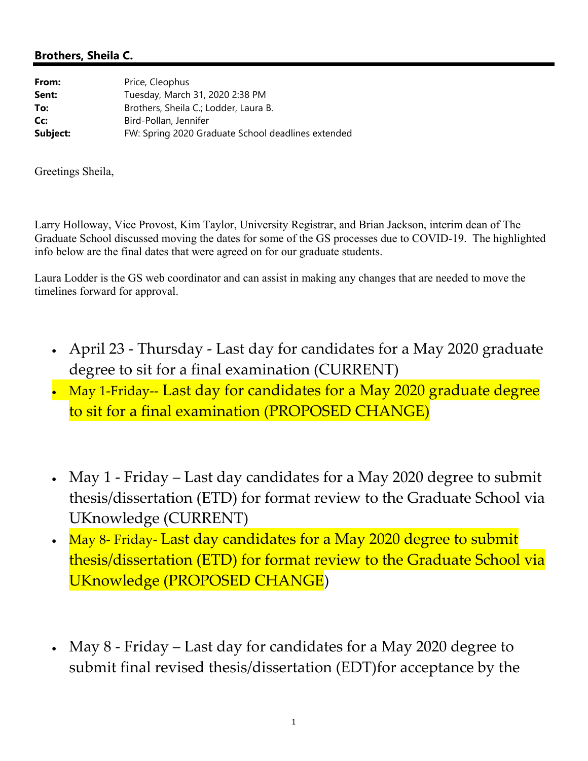## Brothers, Sheila C.

| | |
|---|---|
| **From:** | Price, Cleophus |
| **Sent:** | Tuesday, March 31, 2020 2:38 PM |
| **To:** | Brothers, Sheila C.; Lodder, Laura B. |
| **Cc:** | Bird-Pollan, Jennifer |
| **Subject:** | FW: Spring 2020 Graduate School deadlines extended |

Greetings Sheila,

Larry Holloway, Vice Provost, Kim Taylor, University Registrar, and Brian Jackson, interim dean of The Graduate School discussed moving the dates for some of the GS processes due to COVID-19. The highlighted info below are the final dates that were agreed on for our graduate students.

Laura Lodder is the GS web coordinator and can assist in making any changes that are needed to move the timelines forward for approval.

- April 23 - Thursday - Last day for candidates for a May 2020 graduate degree to sit for a final examination (CURRENT)
- May 1-Friday-- Last day for candidates for a May 2020 graduate degree to sit for a final examination (PROPOSED CHANGE)

- May 1 - Friday – Last day candidates for a May 2020 degree to submit thesis/dissertation (ETD) for format review to the Graduate School via UKnowledge (CURRENT)
- May 8- Friday- Last day candidates for a May 2020 degree to submit thesis/dissertation (ETD) for format review to the Graduate School via UKnowledge (PROPOSED CHANGE)

- May 8 - Friday – Last day for candidates for a May 2020 degree to submit final revised thesis/dissertation (EDT)for acceptance by the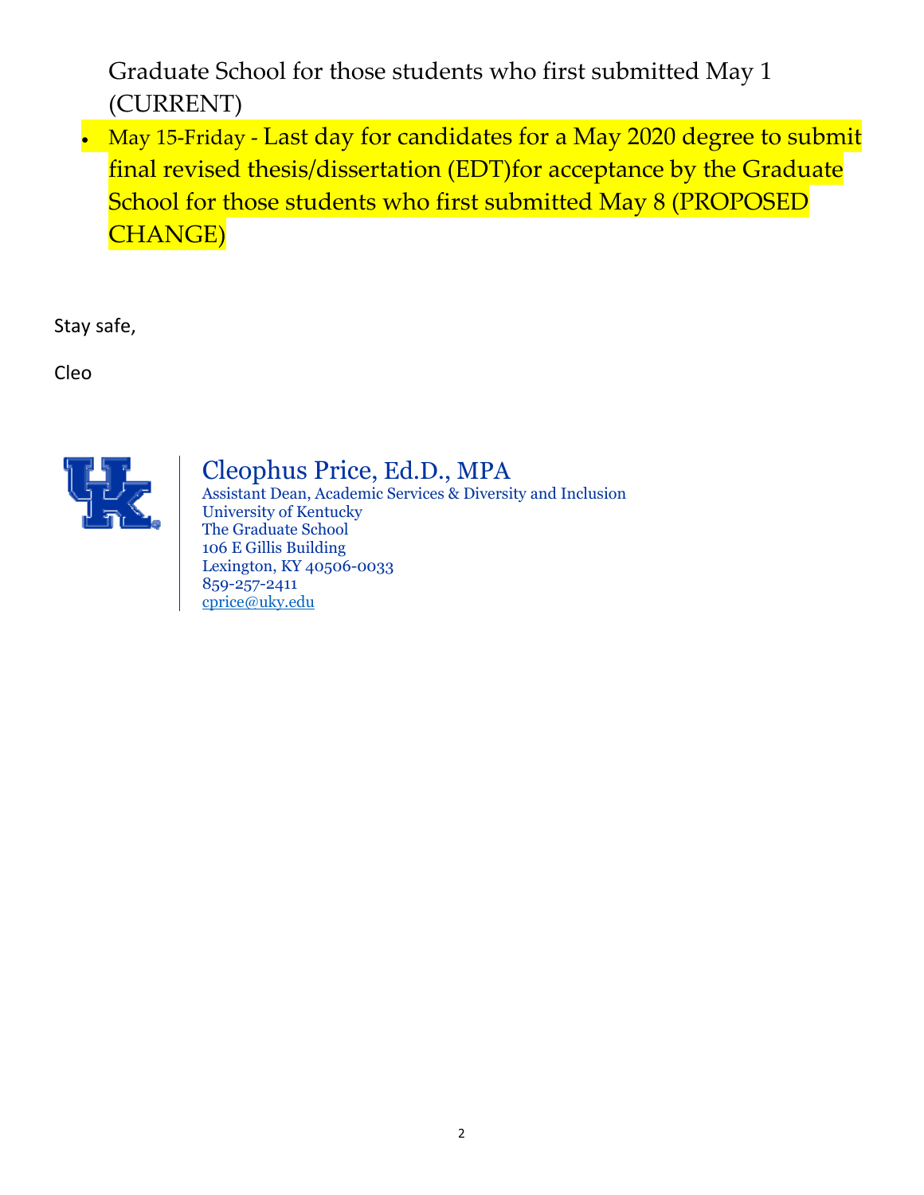Graduate School for those students who first submitted May 1 (CURRENT)

- May 15-Friday - Last day for candidates for a May 2020 degree to submit final revised thesis/dissertation (EDT)for acceptance by the Graduate School for those students who first submitted May 8 (PROPOSED CHANGE)

Stay safe,

Cleo

Cleophus Price, Ed.D., MPA
Assistant Dean, Academic Services & Diversity and Inclusion
University of Kentucky
The Graduate School
106 E Gillis Building
Lexington, KY 40506-0033
859-257-2411
cprice@uky.edu